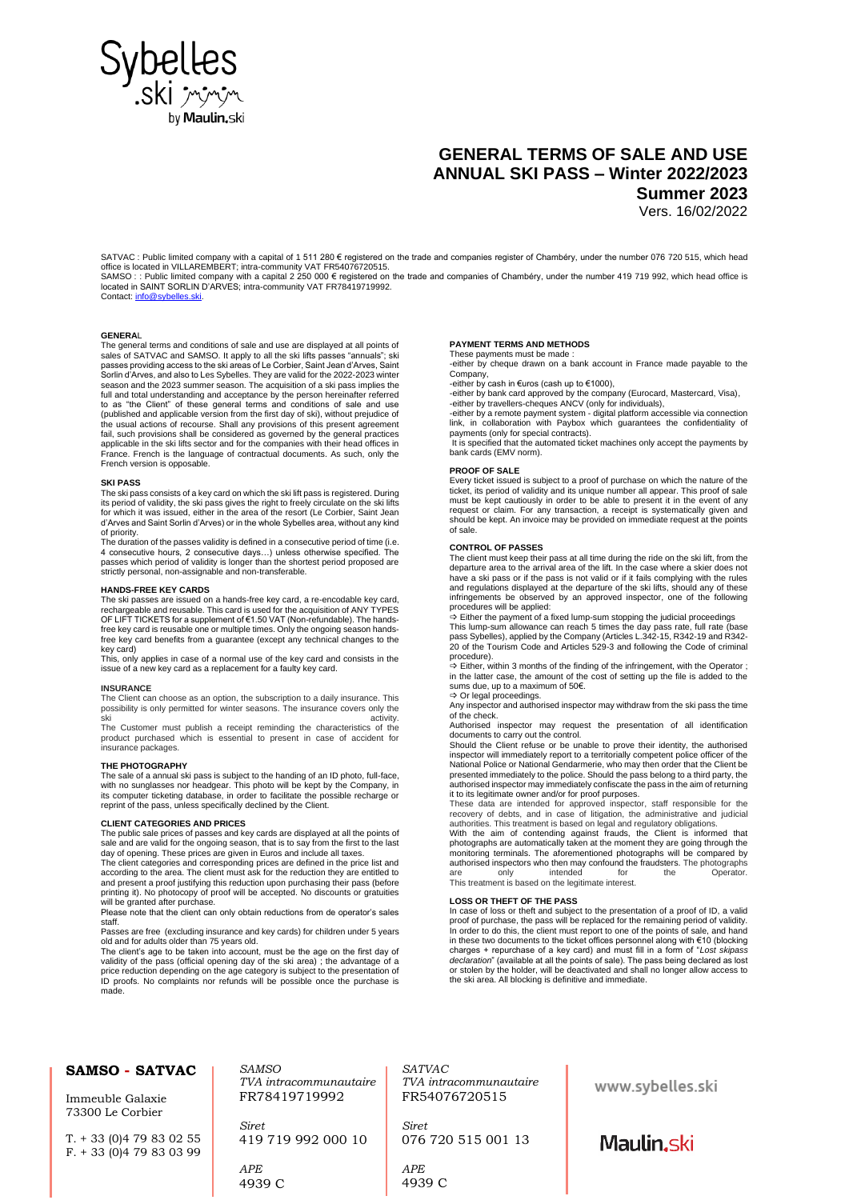# GENERAL TERMS OF SALE AND USE ANNUAL SKI PASS – Winter 2022/2023 Summer 2023

Vers. 16/02/2022

SATVAC : Public limited company with a capital of 1 511 280 € registered on the trade and companies register of Chambéry, under the number 076 720 515, which head office is located in VILLAREMBERT; intra-community VAT FR54076720515.
SAMSO : : Public limited company with a capital 2 250 000 € registered on the trade and companies of Chambéry, under the number 419 719 992, which head office is located in SAINT SORLIN D'ARVES; intra-community VAT FR78419719992.
Contact: info@sybelles.ski.

### GENERAL

The general terms and conditions of sale and use are displayed at all points of sales of SATVAC and SAMSO. It apply to all the ski lifts passes "annuals"; ski passes providing access to the ski areas of Le Corbier, Saint Jean d'Arves, Saint Sorlin d'Arves, and also to Les Sybelles. They are valid for the 2022-2023 winter season and the 2023 summer season. The acquisition of a ski pass implies the full and total understanding and acceptance by the person hereinafter referred to as "the Client" of these general terms and conditions of sale and use (published and applicable version from the first day of ski), without prejudice of the usual actions of recourse. Shall any provisions of this present agreement fail, such provisions shall be considered as governed by the general practices applicable in the ski lifts sector and for the companies with their head offices in France. French is the language of contractual documents. As such, only the French version is opposable.

### SKI PASS

The ski pass consists of a key card on which the ski lift pass is registered. During its period of validity, the ski pass gives the right to freely circulate on the ski lifts for which it was issued, either in the area of the resort (Le Corbier, Saint Jean d'Arves and Saint Sorlin d'Arves) or in the whole Sybelles area, without any kind of priority.

The duration of the passes validity is defined in a consecutive period of time (i.e. 4 consecutive hours, 2 consecutive days…) unless otherwise specified. The passes which period of validity is longer than the shortest period proposed are strictly personal, non-assignable and non-transferable.

### HANDS-FREE KEY CARDS

The ski passes are issued on a hands-free key card, a re-encodable key card, rechargeable and reusable. This card is used for the acquisition of ANY TYPES OF LIFT TICKETS for a supplement of €1.50 VAT (Non-refundable). The hands-free key card is reusable one or multiple times. Only the ongoing season hands-free key card benefits from a guarantee (except any technical changes to the key card)

This, only applies in case of a normal use of the key card and consists in the issue of a new key card as a replacement for a faulty key card.

### INSURANCE

The Client can choose as an option, the subscription to a daily insurance. This possibility is only permitted for winter seasons. The insurance covers only the ski activity.

The Customer must publish a receipt reminding the characteristics of the product purchased which is essential to present in case of accident for insurance packages.

### THE PHOTOGRAPHY

The sale of a annual ski pass is subject to the handing of an ID photo, full-face, with no sunglasses nor headgear. This photo will be kept by the Company, in its computer ticketing database, in order to facilitate the possible recharge or reprint of the pass, unless specifically declined by the Client.

### CLIENT CATEGORIES AND PRICES

The public sale prices of passes and key cards are displayed at all the points of sale and are valid for the ongoing season, that is to say from the first to the last day of opening. These prices are given in Euros and include all taxes.

The client categories and corresponding prices are defined in the price list and according to the area. The client must ask for the reduction they are entitled to and present a proof justifying this reduction upon purchasing their pass (before printing it). No photocopy of proof will be accepted. No discounts or gratuities will be granted after purchase.

Please note that the client can only obtain reductions from de operator's sales staff.

Passes are free (excluding insurance and key cards) for children under 5 years old and for adults older than 75 years old.

The client's age to be taken into account, must be the age on the first day of validity of the pass (official opening day of the ski area) ; the advantage of a price reduction depending on the age category is subject to the presentation of ID proofs. No complaints nor refunds will be possible once the purchase is made.

### PAYMENT TERMS AND METHODS

These payments must be made :

-either by cheque drawn on a bank account in France made payable to the Company,
-either by cash in €uros (cash up to €1000),
-either by bank card approved by the company (Eurocard, Mastercard, Visa),
-either by travellers-cheques ANCV (only for individuals),
-either by a remote payment system - digital platform accessible via connection link, in collaboration with Paybox which guarantees the confidentiality of payments (only for special contracts).

It is specified that the automated ticket machines only accept the payments by bank cards (EMV norm).

### PROOF OF SALE

Every ticket issued is subject to a proof of purchase on which the nature of the ticket, its period of validity and its unique number all appear. This proof of sale must be kept cautiously in order to be able to present it in the event of any request or claim. For any transaction, a receipt is systematically given and should be kept. An invoice may be provided on immediate request at the points of sale.

### CONTROL OF PASSES

The client must keep their pass at all time during the ride on the ski lift, from the departure area to the arrival area of the lift. In the case where a skier does not have a ski pass or if the pass is not valid or if it fails complying with the rules and regulations displayed at the departure of the ski lifts, should any of these infringements be observed by an approved inspector, one of the following procedures will be applied:

⇨ Either the payment of a fixed lump-sum stopping the judicial proceedings

This lump-sum allowance can reach 5 times the day pass rate, full rate (base pass Sybelles), applied by the Company (Articles L.342-15, R342-19 and R342-20 of the Tourism Code and Articles 529-3 and following the Code of criminal procedure).

⇨ Either, within 3 months of the finding of the infringement, with the Operator ; in the latter case, the amount of the cost of setting up the file is added to the sums due, up to a maximum of 50€.

⇨ Or legal proceedings.

Any inspector and authorised inspector may withdraw from the ski pass the time of the check.

Authorised inspector may request the presentation of all identification documents to carry out the control.

Should the Client refuse or be unable to prove their identity, the authorised inspector will immediately report to a territorially competent police officer of the National Police or National Gendarmerie, who may then order that the Client be presented immediately to the police. Should the pass belong to a third party, the authorised inspector may immediately confiscate the pass in the aim of returning it to its legitimate owner and/or for proof purposes.

These data are intended for approved inspector, staff responsible for the recovery of debts, and in case of litigation, the administrative and judicial authorities. This treatment is based on legal and regulatory obligations.

With the aim of contending against frauds, the Client is informed that photographs are automatically taken at the moment they are going through the monitoring terminals. The aforementioned photographs will be compared by authorised inspectors who then may confound the fraudsters. The photographs are only intended for the Operator.

This treatment is based on the legitimate interest.

### LOSS OR THEFT OF THE PASS

In case of loss or theft and subject to the presentation of a proof of ID, a valid proof of purchase, the pass will be replaced for the remaining period of validity. In order to do this, the client must report to one of the points of sale, and hand in these two documents to the ticket offices personnel along with €10 (blocking charges + repurchase of a key card) and must fill in a form of "*Lost skipass declaration*" (available at all the points of sale). The pass being declared as lost or stolen by the holder, will be deactivated and shall no longer allow access to the ski area. All blocking is definitive and immediate.

**SAMSO - SATVAC**

Immeuble Galaxie
73300 Le Corbier

T. + 33 (0)4 79 83 02 55
F. + 33 (0)4 79 83 03 99

*SAMSO*
*TVA intracommunautaire*
FR78419719992

*Siret*
419 719 992 000 10

*APE*
4939 C

*SATVAC*
*TVA intracommunautaire*
FR54076720515

*Siret*
076 720 515 001 13

*APE*
4939 C

www.sybelles.ski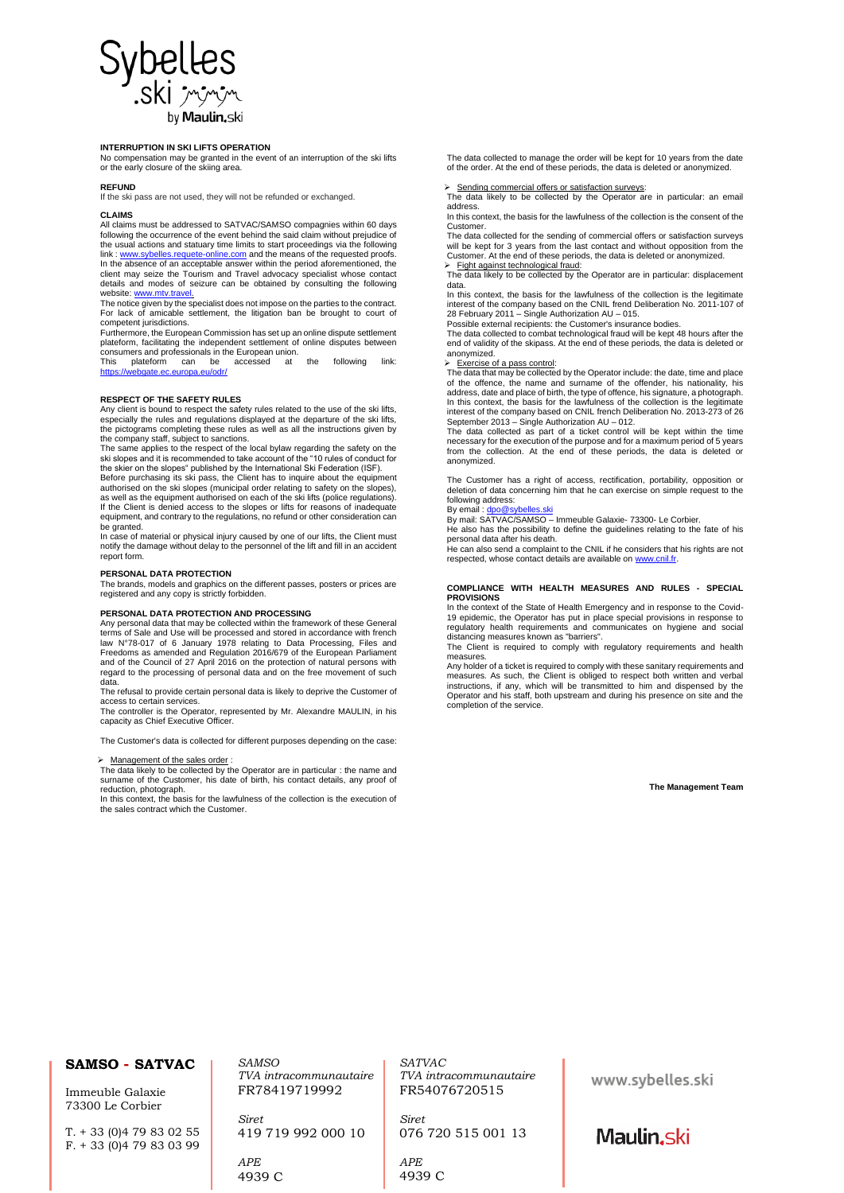Sybelles .ski by Maulin.ski

### INTERRUPTION IN SKI LIFTS OPERATION

No compensation may be granted in the event of an interruption of the ski lifts or the early closure of the skiing area.

### REFUND

If the ski pass are not used, they will not be refunded or exchanged.

### CLAIMS

All claims must be addressed to SATVAC/SAMSO compagnies within 60 days following the occurrence of the event behind the said claim without prejudice of the usual actions and statuary time limits to start proceedings via the following link : www.sybelles.requete-online.com and the means of the requested proofs. In the absence of an acceptable answer within the period aforementioned, the client may seize the Tourism and Travel advocacy specialist whose contact details and modes of seizure can be obtained by consulting the following website: www.mtv.travel.

The notice given by the specialist does not impose on the parties to the contract. For lack of amicable settlement, the litigation ban be brought to court of competent jurisdictions.

Furthermore, the European Commission has set up an online dispute settlement plateform, facilitating the independent settlement of online disputes between consumers and professionals in the European union.

This plateform can be accessed at the following link: https://webgate.ec.europa.eu/odr/

### RESPECT OF THE SAFETY RULES

Any client is bound to respect the safety rules related to the use of the ski lifts, especially the rules and regulations displayed at the departure of the ski lifts, the pictograms completing these rules as well as all the instructions given by the company staff, subject to sanctions.

The same applies to the respect of the local bylaw regarding the safety on the ski slopes and it is recommended to take account of the "10 rules of conduct for the skier on the slopes" published by the International Ski Federation (ISF).

Before purchasing its ski pass, the Client has to inquire about the equipment authorised on the ski slopes (municipal order relating to safety on the slopes), as well as the equipment authorised on each of the ski lifts (police regulations). If the Client is denied access to the slopes or lifts for reasons of inadequate equipment, and contrary to the regulations, no refund or other consideration can be granted.

In case of material or physical injury caused by one of our lifts, the Client must notify the damage without delay to the personnel of the lift and fill in an accident report form.

### PERSONAL DATA PROTECTION

The brands, models and graphics on the different passes, posters or prices are registered and any copy is strictly forbidden.

### PERSONAL DATA PROTECTION AND PROCESSING

Any personal data that may be collected within the framework of these General terms of Sale and Use will be processed and stored in accordance with french law N°78-017 of 6 January 1978 relating to Data Processing, Files and Freedoms as amended and Regulation 2016/679 of the European Parliament and of the Council of 27 April 2016 on the protection of natural persons with regard to the processing of personal data and on the free movement of such data.

The refusal to provide certain personal data is likely to deprive the Customer of access to certain services.

The controller is the Operator, represented by Mr. Alexandre MAULIN, in his capacity as Chief Executive Officer.

The Customer's data is collected for different purposes depending on the case:

- Management of the sales order :

The data likely to be collected by the Operator are in particular : the name and surname of the Customer, his date of birth, his contact details, any proof of reduction, photograph.

In this context, the basis for the lawfulness of the collection is the execution of the sales contract which the Customer.

The data collected to manage the order will be kept for 10 years from the date of the order. At the end of these periods, the data is deleted or anonymized.

- Sending commercial offers or satisfaction surveys:

The data likely to be collected by the Operator are in particular: an email address.

In this context, the basis for the lawfulness of the collection is the consent of the Customer.

The data collected for the sending of commercial offers or satisfaction surveys will be kept for 3 years from the last contact and without opposition from the Customer. At the end of these periods, the data is deleted or anonymized.

- Fight against technological fraud:

The data likely to be collected by the Operator are in particular: displacement data.

In this context, the basis for the lawfulness of the collection is the legitimate interest of the company based on the CNIL frend Deliberation No. 2011-107 of 28 February 2011 – Single Authorization AU – 015.

Possible external recipients: the Customer's insurance bodies.

The data collected to combat technological fraud will be kept 48 hours after the end of validity of the skipass. At the end of these periods, the data is deleted or anonymized.

- Exercise of a pass control:

The data that may be collected by the Operator include: the date, time and place of the offence, the name and surname of the offender, his nationality, his address, date and place of birth, the type of offence, his signature, a photograph. In this context, the basis for the lawfulness of the collection is the legitimate interest of the company based on CNIL french Deliberation No. 2013-273 of 26 September 2013 – Single Authorization AU – 012.

The data collected as part of a ticket control will be kept within the time necessary for the execution of the purpose and for a maximum period of 5 years from the collection. At the end of these periods, the data is deleted or anonymized.

The Customer has a right of access, rectification, portability, opposition or deletion of data concerning him that he can exercise on simple request to the following address:

By email : dpo@sybelles.ski

By mail: SATVAC/SAMSO – Immeuble Galaxie- 73300- Le Corbier.

He also has the possibility to define the guidelines relating to the fate of his personal data after his death.

He can also send a complaint to the CNIL if he considers that his rights are not respected, whose contact details are available on www.cnil.fr.

### COMPLIANCE WITH HEALTH MEASURES AND RULES - SPECIAL PROVISIONS

In the context of the State of Health Emergency and in response to the Covid-19 epidemic, the Operator has put in place special provisions in response to regulatory health requirements and communicates on hygiene and social distancing measures known as "barriers".

The Client is required to comply with regulatory requirements and health measures.

Any holder of a ticket is required to comply with these sanitary requirements and measures. As such, the Client is obliged to respect both written and verbal instructions, if any, which will be transmitted to him and dispensed by the Operator and his staff, both upstream and during his presence on site and the completion of the service.

**The Management Team**

**SAMSO - SATVAC**

Immeuble Galaxie
73300 Le Corbier

T. + 33 (0)4 79 83 02 55
F. + 33 (0)4 79 83 03 99

*SAMSO*
*TVA intracommunautaire*
FR78419719992

*Siret*
419 719 992 000 10

*APE*
4939 C

*SATVAC*
*TVA intracommunautaire*
FR54076720515

*Siret*
076 720 515 001 13

*APE*
4939 C

www.sybelles.ski

Maulin.ski